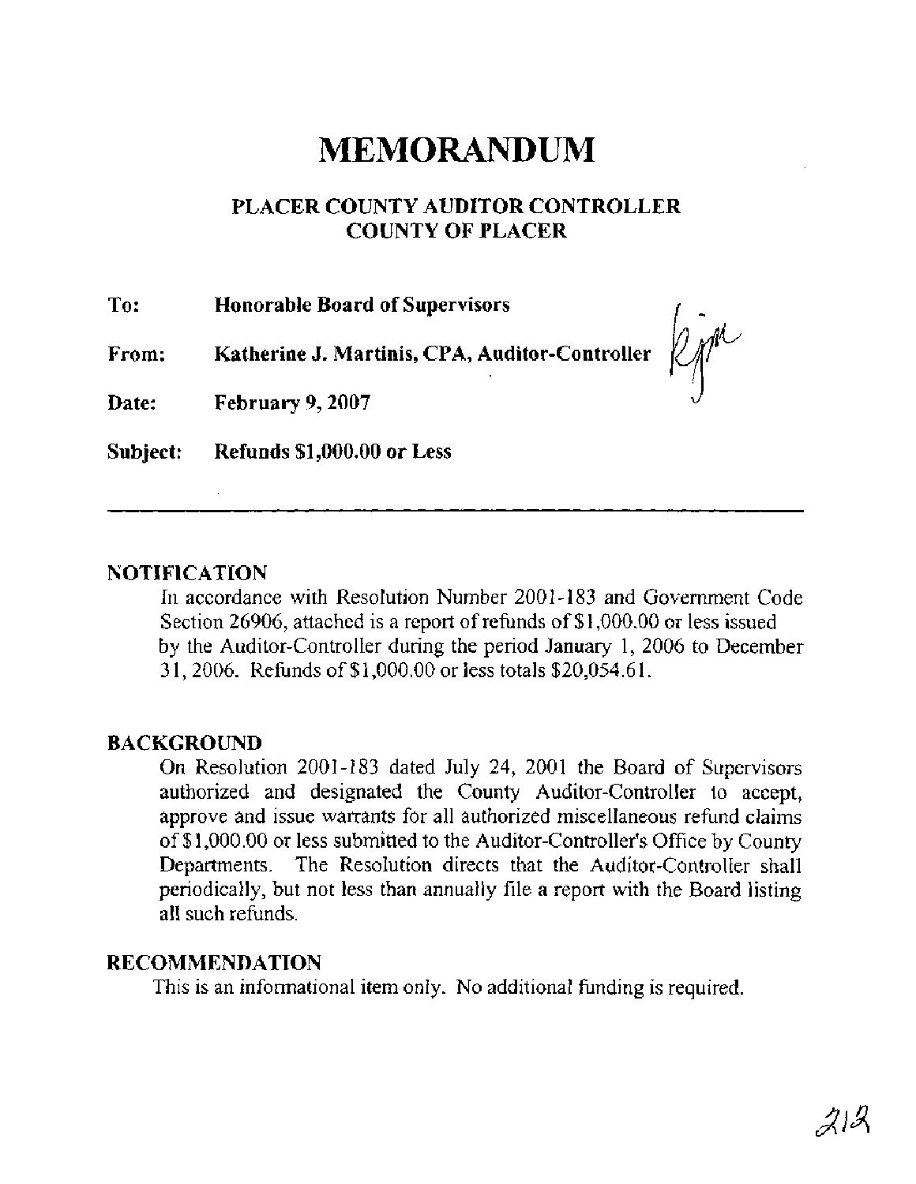# MEMORANDUM

## PLACER COUNTY AUDITOR CONTROLLER
## COUNTY OF PLACER

**To:** **Honorable Board of Supervisors**

**From:** **Katherine J. Martinis, CPA, Auditor-Controller**

**Date:** **February 9, 2007**

**Subject:** **Refunds $1,000.00 or Less**

---

### NOTIFICATION

In accordance with Resolution Number 2001-183 and Government Code Section 26906, attached is a report of refunds of $1,000.00 or less issued by the Auditor-Controller during the period January 1, 2006 to December 31, 2006. Refunds of $1,000.00 or less totals $20,054.61.

### BACKGROUND

On Resolution 2001-183 dated July 24, 2001 the Board of Supervisors authorized and designated the County Auditor-Controller to accept, approve and issue warrants for all authorized miscellaneous refund claims of $1,000.00 or less submitted to the Auditor-Controller's Office by County Departments. The Resolution directs that the Auditor-Controller shall periodically, but not less than annually file a report with the Board listing all such refunds.

### RECOMMENDATION

This is an informational item only. No additional funding is required.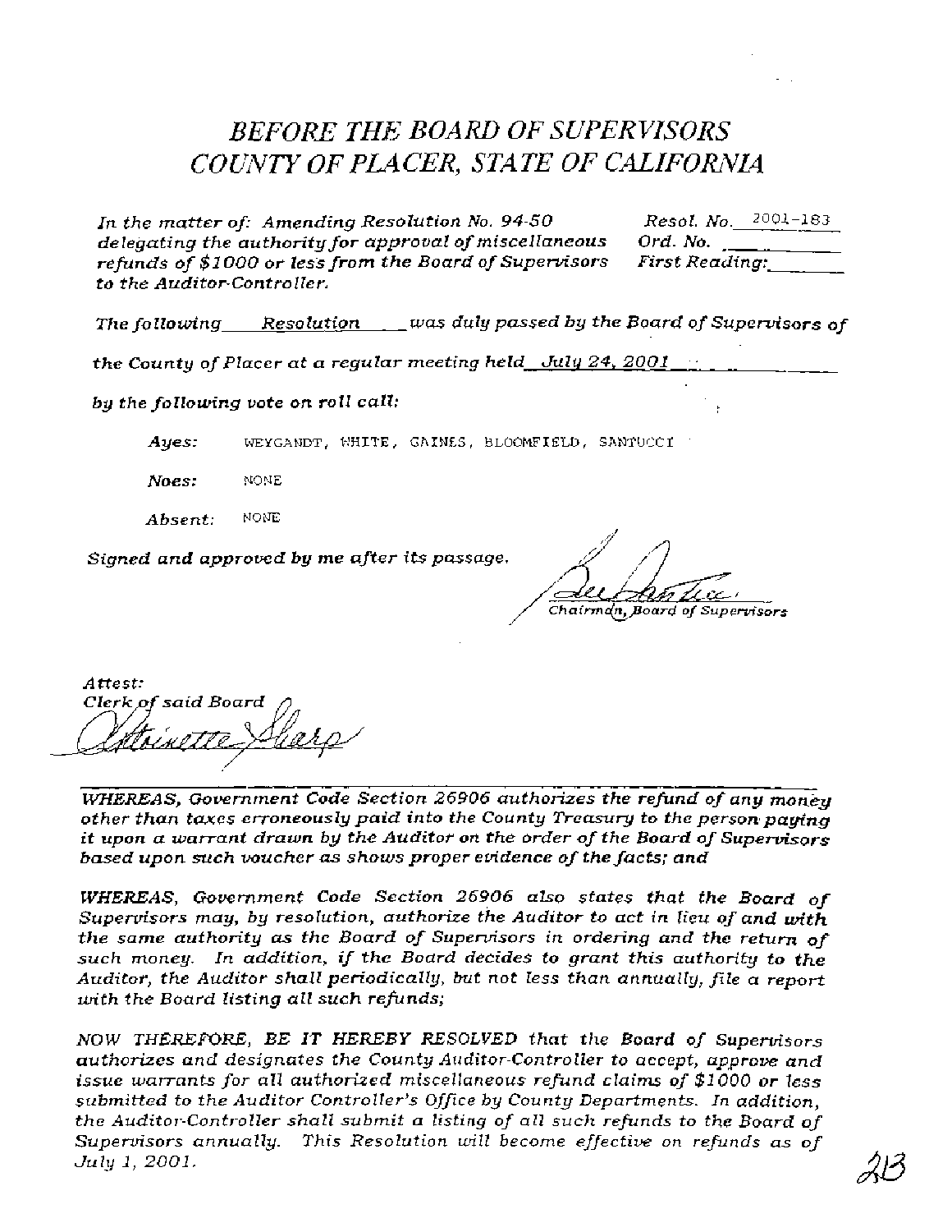# *BEFORE THE BOARD OF SUPERVISORS*
# *COUNTY OF PLACER, STATE OF CALIFORNIA*

| | |
|---|---|
| *In the matter of: Amending Resolution No. 94-50 delegating the authority for approval of miscellaneous refunds of $1000 or less from the Board of Supervisors to the Auditor-Controller.* | *Resol. No.* 2001-183<br>*Ord. No.* \_\_\_\_\_\_\_\_<br>*First Reading:* \_\_\_\_\_\_\_\_ |

*The following* Resolution *was duly passed by the Board of Supervisors of the County of Placer at a regular meeting held* July 24, 2001

*by the following vote on roll call:*

*Ayes:* WEYGANDT, WHITE, GAINES, BLOOMFIELD, SANTUCCI

*Noes:* NONE

*Absent:* NONE

*Signed and approved by me after its passage.*

*Chairman, Board of Supervisors*

*Attest:*
*Clerk of said Board*

*WHEREAS, Government Code Section 26906 authorizes the refund of any money other than taxes erroneously paid into the County Treasury to the person paying it upon a warrant drawn by the Auditor on the order of the Board of Supervisors based upon such voucher as shows proper evidence of the facts; and*

*WHEREAS, Government Code Section 26906 also states that the Board of Supervisors may, by resolution, authorize the Auditor to act in lieu of and with the same authority as the Board of Supervisors in ordering and the return of such money. In addition, if the Board decides to grant this authority to the Auditor, the Auditor shall periodically, but not less than annually, file a report with the Board listing all such refunds;*

*NOW THEREFORE, BE IT HEREBY RESOLVED that the Board of Supervisors authorizes and designates the County Auditor-Controller to accept, approve and issue warrants for all authorized miscellaneous refund claims of $1000 or less submitted to the Auditor Controller's Office by County Departments. In addition, the Auditor-Controller shall submit a listing of all such refunds to the Board of Supervisors annually. This Resolution will become effective on refunds as of July 1, 2001.*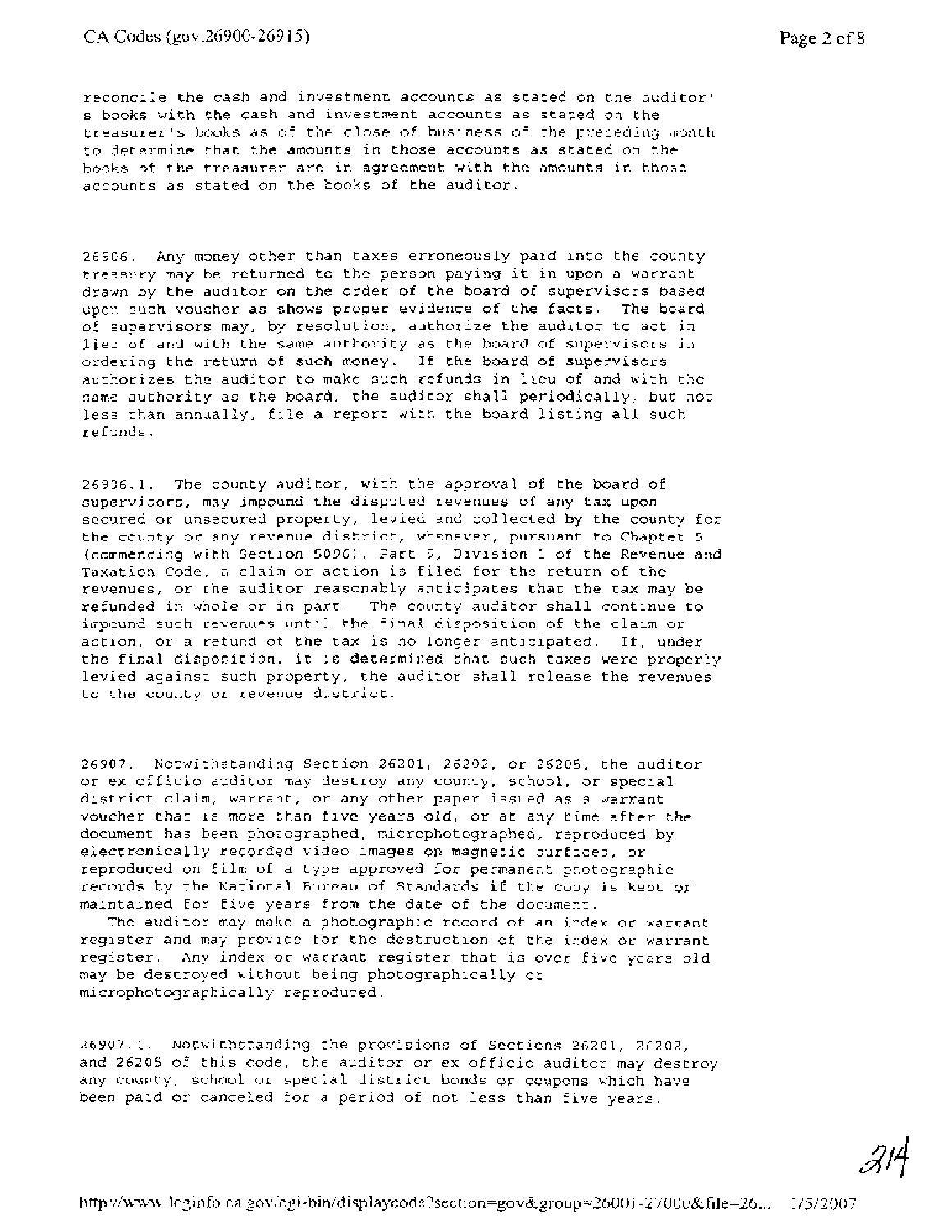reconcile the cash and investment accounts as stated on the auditor's books with the cash and investment accounts as stated on the treasurer's books as of the close of business of the preceding month to determine that the amounts in those accounts as stated on the books of the treasurer are in agreement with the amounts in those accounts as stated on the books of the auditor.

26906. Any money other than taxes erroneously paid into the county treasury may be returned to the person paying it in upon a warrant drawn by the auditor on the order of the board of supervisors based upon such voucher as shows proper evidence of the facts. The board of supervisors may, by resolution, authorize the auditor to act in lieu of and with the same authority as the board of supervisors in ordering the return of such money. If the board of supervisors authorizes the auditor to make such refunds in lieu of and with the same authority as the board, the auditor shall periodically, but not less than annually, file a report with the board listing all such refunds.

26906.1. The county auditor, with the approval of the board of supervisors, may impound the disputed revenues of any tax upon secured or unsecured property, levied and collected by the county for the county or any revenue district, whenever, pursuant to Chapter 5 (commencing with Section 5096), Part 9, Division 1 of the Revenue and Taxation Code, a claim or action is filed for the return of the revenues, or the auditor reasonably anticipates that the tax may be refunded in whole or in part. The county auditor shall continue to impound such revenues until the final disposition of the claim or action, or a refund of the tax is no longer anticipated. If, under the final disposition, it is determined that such taxes were properly levied against such property, the auditor shall release the revenues to the county or revenue district.

26907. Notwithstanding Section 26201, 26202, or 26205, the auditor or ex officio auditor may destroy any county, school, or special district claim, warrant, or any other paper issued as a warrant voucher that is more than five years old, or at any time after the document has been photographed, microphotographed, reproduced by electronically recorded video images on magnetic surfaces, or reproduced on film of a type approved for permanent photographic records by the National Bureau of Standards if the copy is kept or maintained for five years from the date of the document.

The auditor may make a photographic record of an index or warrant register and may provide for the destruction of the index or warrant register. Any index or warrant register that is over five years old may be destroyed without being photographically or microphotographically reproduced.

26907.1. Notwithstanding the provisions of Sections 26201, 26202, and 26205 of this code, the auditor or ex officio auditor may destroy any county, school or special district bonds or coupons which have been paid or canceled for a period of not less than five years.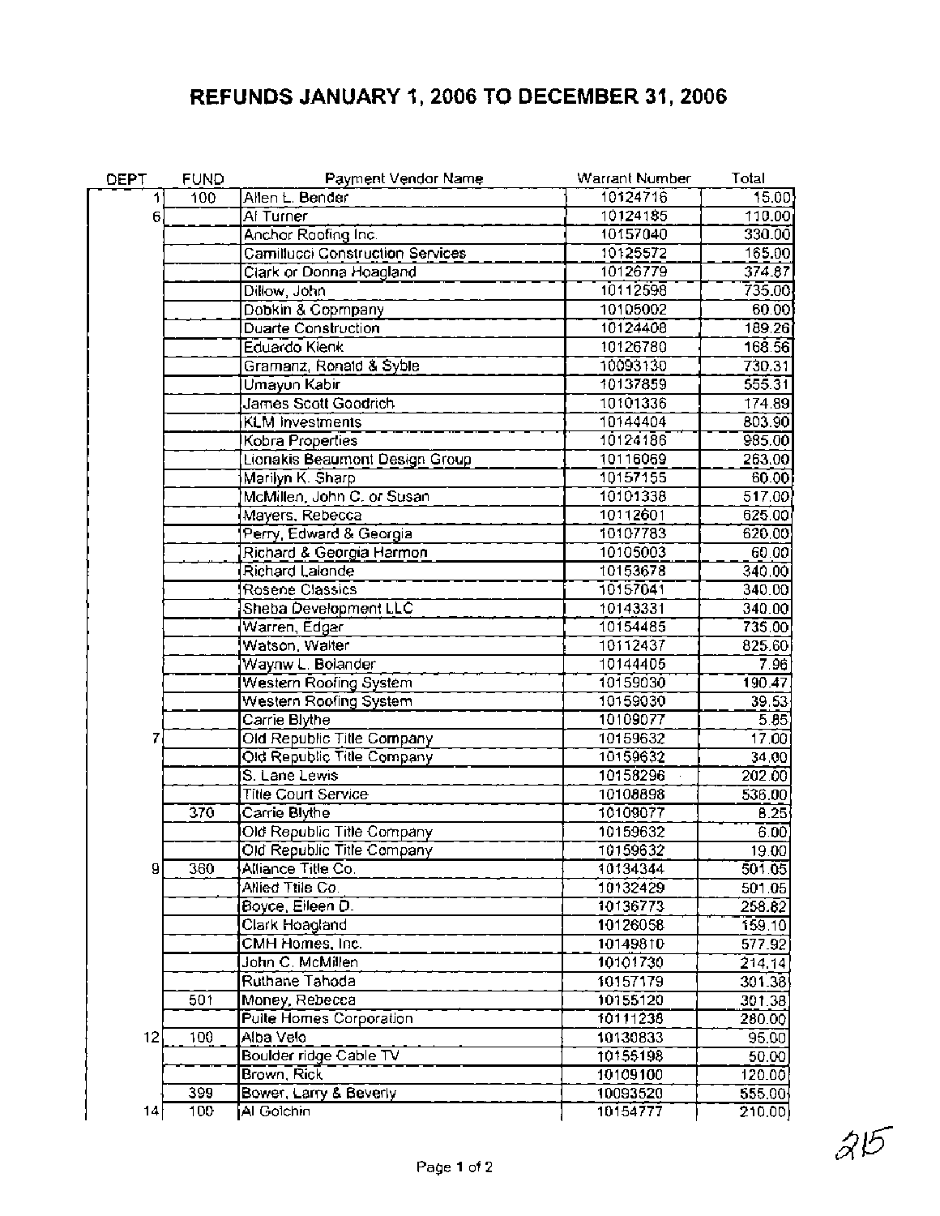# REFUNDS JANUARY 1, 2006 TO DECEMBER 31, 2006

| DEPT | FUND | Payment Vendor Name | Warrant Number | Total |
|---|---|---|---|---|
| 1 | 100 | Allen L. Bender | 10124716 | 15.00 |
| 6 | | Al Turner | 10124185 | 110.00 |
| | | Anchor Roofing Inc. | 10157040 | 330.00 |
| | | Camillucci Construction Services | 10125572 | 165.00 |
| | | Clark or Donna Hoagland | 10126779 | 374.87 |
| | | Dillow, John | 10112598 | 735.00 |
| | | Dobkin & Copmpany | 10105002 | 60.00 |
| | | Duarte Construction | 10124408 | 189.26 |
| | | Eduardo Klenk | 10126780 | 168.56 |
| | | Gramanz, Ronald & Syble | 10093130 | 730.31 |
| | | Umayun Kabir | 10137859 | 555.31 |
| | | James Scott Goodrich | 10101336 | 174.89 |
| | | KLM Investments | 10144404 | 803.90 |
| | | Kobra Properties | 10124186 | 985.00 |
| | | Lionakis Beaumont Design Group | 10116069 | 253.00 |
| | | Marilyn K. Sharp | 10157155 | 60.00 |
| | | McMillen, John C. or Susan | 10101338 | 517.00 |
| | | Mayers, Rebecca | 10112601 | 625.00 |
| | | Perry, Edward & Georgia | 10107783 | 620.00 |
| | | Richard & Georgia Harmon | 10105003 | 60.00 |
| | | Richard Lalonde | 10153678 | 340.00 |
| | | Rosene Classics | 10157041 | 340.00 |
| | | Sheba Development LLC | 10143331 | 340.00 |
| | | Warren, Edgar | 10154485 | 735.00 |
| | | Watson, Walter | 10112437 | 825.60 |
| | | Waynw L. Bolander | 10144405 | 7.96 |
| | | Western Roofing System | 10159030 | 190.47 |
| | | Western Roofing System | 10159030 | 39.53 |
| | | Carrie Blythe | 10109077 | 5.85 |
| 7 | | Old Republic Title Company | 10159632 | 17.00 |
| | | Old Republic Title Company | 10159632 | 34.00 |
| | | S. Lane Lewis | 10158296 | 202.00 |
| | | Title Court Service | 10108898 | 536.00 |
| | 370 | Carrie Blythe | 10109077 | 8.25 |
| | | Old Republic Title Company | 10159632 | 6.00 |
| | | Old Republic Title Company | 10159632 | 19.00 |
| 9 | 360 | Alliance Title Co. | 10134344 | 501.05 |
| | | Allied Ttile Co. | 10132429 | 501.05 |
| | | Boyce, Eileen D. | 10136773 | 258.82 |
| | | Clark Hoagland | 10126058 | 159.10 |
| | | CMH Homes, Inc. | 10149810 | 577.92 |
| | | John C. McMillen | 10101730 | 214.14 |
| | | Ruthane Tahoda | 10157179 | 301.38 |
| | 501 | Money, Rebecca | 10155120 | 301.38 |
| | | Pulte Homes Corporation | 10111238 | 280.00 |
| 12 | 100 | Alba Velo | 10130833 | 95.00 |
| | | Boulder ridge Cable TV | 10155198 | 50.00 |
| | | Brown, Rick | 10109100 | 120.00 |
| | 399 | Bower, Larry & Beverly | 10093520 | 555.00 |
| 14 | 100 | Al Golchin | 10154777 | 210.00 |

215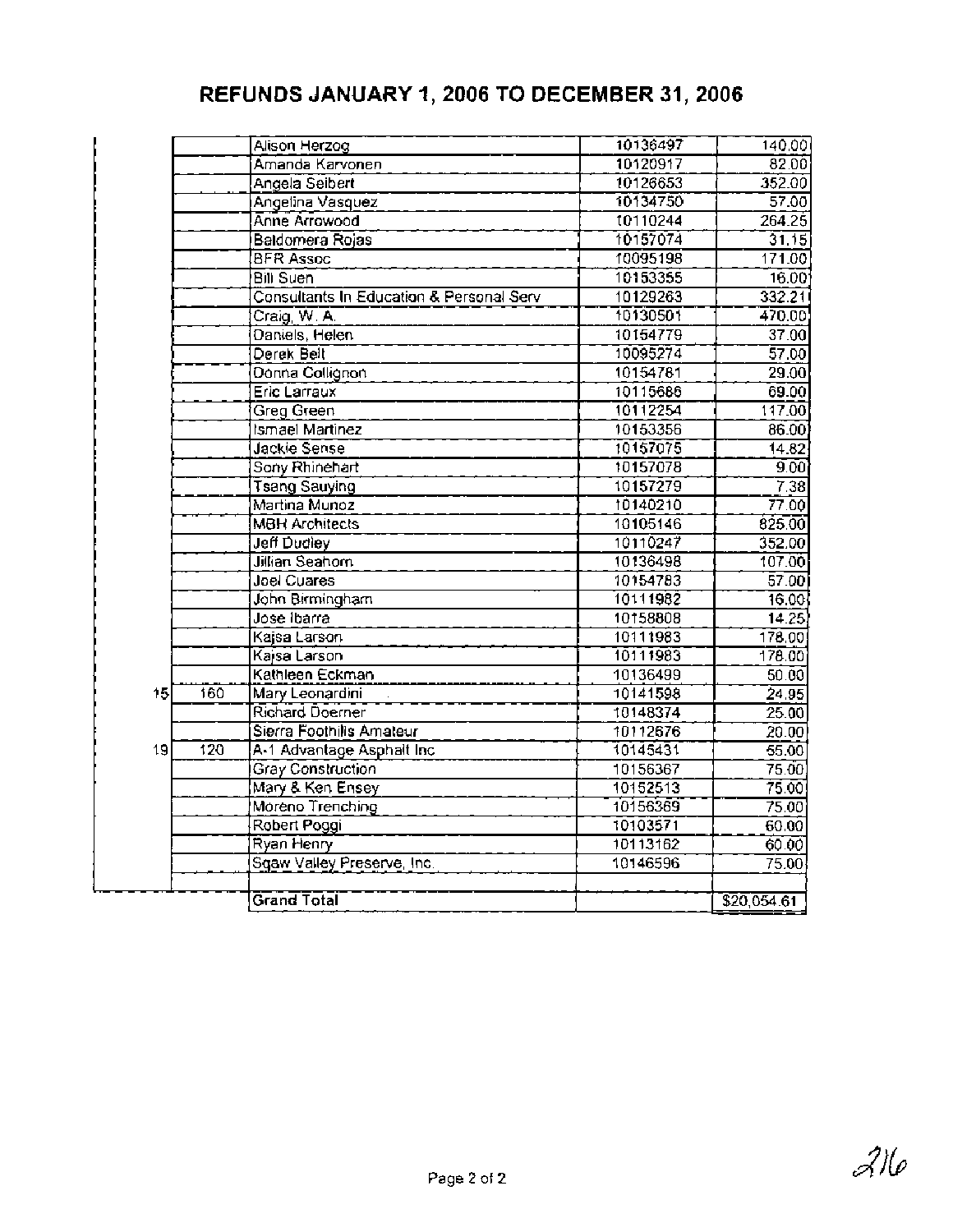# REFUNDS JANUARY 1, 2006 TO DECEMBER 31, 2006

| | | | | |
|---|---|---|---|---|
| | | Alison Herzog | 10136497 | 140.00 |
| | | Amanda Karvonen | 10120917 | 82.00 |
| | | Angela Seibert | 10126653 | 352.00 |
| | | Angelina Vasquez | 10134750 | 57.00 |
| | | Anne Arrowood | 10110244 | 264.25 |
| | | Baldomera Rojas | 10157074 | 31.15 |
| | | BFR Assoc | 10095198 | 171.00 |
| | | Bill Suen | 10153355 | 16.00 |
| | | Consultants In Education & Personal Serv | 10129263 | 332.21 |
| | | Craig, W. A. | 10130501 | 470.00 |
| | | Daniels, Helen | 10154779 | 37.00 |
| | | Derek Belt | 10095274 | 57.00 |
| | | Donna Collignon | 10154781 | 29.00 |
| | | Eric Larraux | 10115686 | 69.00 |
| | | Greg Green | 10112254 | 117.00 |
| | | Ismael Martinez | 10153356 | 86.00 |
| | | Jackie Sense | 10157075 | 14.82 |
| | | Sony Rhinehart | 10157078 | 9.00 |
| | | Tsang Sauying | 10157279 | 7.38 |
| | | Martina Munoz | 10140210 | 77.00 |
| | | MBH Architects | 10105146 | 825.00 |
| | | Jeff Dudley | 10110247 | 352.00 |
| | | Jillian Seahorn | 10136498 | 107.00 |
| | | Joel Cuares | 10154783 | 57.00 |
| | | John Birmingham | 10111982 | 16.00 |
| | | Jose Ibarra | 10158808 | 14.25 |
| | | Kajsa Larson | 10111983 | 178.00 |
| | | Kajsa Larson | 10111983 | 178.00 |
| | | Kathleen Eckman | 10136499 | 50.00 |
| 15 | 160 | Mary Leonardini | 10141598 | 24.95 |
| | | Richard Doerner | 10148374 | 25.00 |
| | | Sierra Foothills Amateur | 10112676 | 20.00 |
| 19 | 120 | A-1 Advantage Asphalt Inc | 10145431 | 55.00 |
| | | Gray Construction | 10156367 | 75.00 |
| | | Mary & Ken Ensey | 10152513 | 75.00 |
| | | Moreno Trenching | 10156369 | 75.00 |
| | | Robert Poggi | 10103571 | 60.00 |
| | | Ryan Henry | 10113162 | 60.00 |
| | | Sqaw Valley Preserve, Inc. | 10146596 | 75.00 |
| | | | | |
| | | **Grand Total** | | $20,054.61 |

216